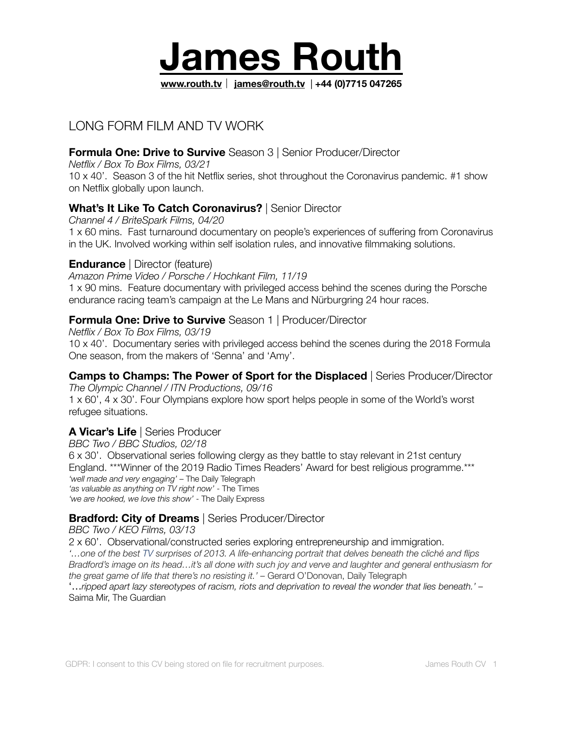# James Routh

**www.routh.tv** | **james@routh.tv** | **+44 (0)7715 047265**

## LONG FORM FILM AND TV WORK

### **Formula One: Drive to Survive** Season 3 | Senior Producer/Director

*Netflix / Box To Box Films, 03/21*

10 x 40'. Season 3 of the hit Netflix series, shot throughout the Coronavirus pandemic. #1 show on Netflix globally upon launch.

### **What's It Like To Catch Coronavirus?** | Senior Director

*Channel 4 / BriteSpark Films, 04/20*

1 x 60 mins. Fast turnaround documentary on people's experiences of suffering from Coronavirus in the UK. Involved working within self isolation rules, and innovative filmmaking solutions.

### **Endurance** | Director (feature)

*Amazon Prime Video / Porsche / Hochkant Film, 11/19*

1 x 90 mins. Feature documentary with privileged access behind the scenes during the Porsche endurance racing team's campaign at the Le Mans and Nürburgring 24 hour races.

### **Formula One: Drive to Survive** Season 1 | Producer/Director

*Netflix / Box To Box Films, 03/19*

10 x 40'. Documentary series with privileged access behind the scenes during the 2018 Formula One season, from the makers of 'Senna' and 'Amy'.

### **Camps to Champs: The Power of Sport for the Displaced** | Series Producer/Director

*The Olympic Channel / ITN Productions, 09/16*

1 x 60', 4 x 30'. Four Olympians explore how sport helps people in some of the World's worst refugee situations.

### **A Vicar's Life** | Series Producer

*BBC Two / BBC Studios, 02/18*

6 x 30'. Observational series following clergy as they battle to stay relevant in 21st century England. ***Winner of the 2019 Radio Times Readers' Award for best religious programme.***

*'well made and very engaging'* – The Daily Telegraph
*'as valuable as anything on TV right now'* - The Times
*'we are hooked, we love this show'* - The Daily Express

### **Bradford: City of Dreams** | Series Producer/Director

*BBC Two / KEO Films, 03/13*

2 x 60'. Observational/constructed series exploring entrepreneurship and immigration.

*'…one of the best TV surprises of 2013. A life-enhancing portrait that delves beneath the cliché and flips Bradford's image on its head…it's all done with such joy and verve and laughter and general enthusiasm for the great game of life that there's no resisting it.'* – Gerard O'Donovan, Daily Telegraph

'…*ripped apart lazy stereotypes of racism, riots and deprivation to reveal the wonder that lies beneath.'* – Saima Mir, The Guardian

GDPR: I consent to this CV being stored on file for recruitment purposes.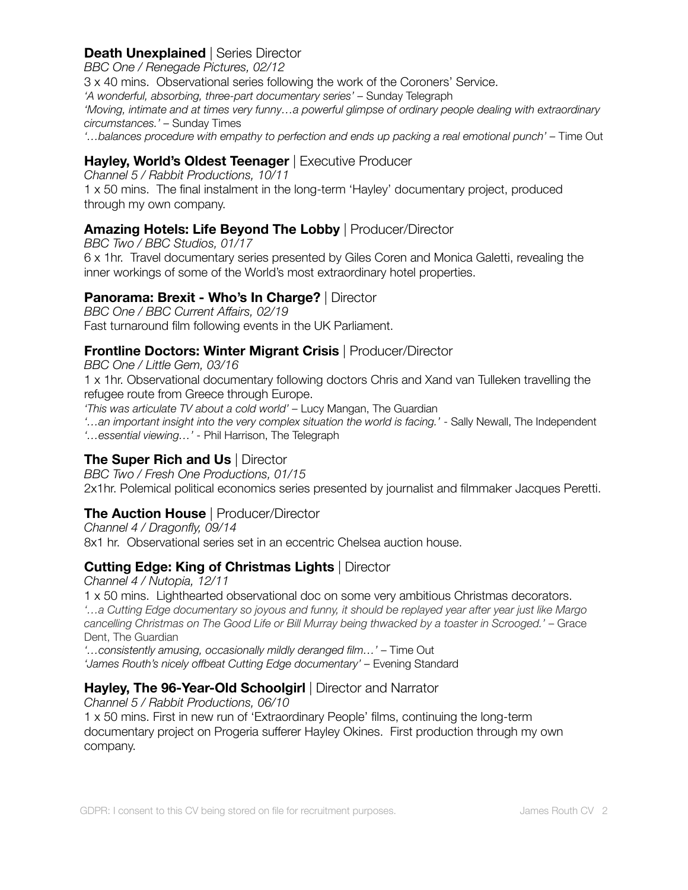### **Death Unexplained** | Series Director

*BBC One / Renegade Pictures, 02/12*

3 x 40 mins. Observational series following the work of the Coroners' Service.

*'A wonderful, absorbing, three-part documentary series'* – Sunday Telegraph

*'Moving, intimate and at times very funny…a powerful glimpse of ordinary people dealing with extraordinary circumstances.'* – Sunday Times

*'…balances procedure with empathy to perfection and ends up packing a real emotional punch'* – Time Out

### **Hayley, World's Oldest Teenager** | Executive Producer

*Channel 5 / Rabbit Productions, 10/11*

1 x 50 mins. The final instalment in the long-term 'Hayley' documentary project, produced through my own company.

### **Amazing Hotels: Life Beyond The Lobby** | Producer/Director

*BBC Two / BBC Studios, 01/17*

6 x 1hr. Travel documentary series presented by Giles Coren and Monica Galetti, revealing the inner workings of some of the World's most extraordinary hotel properties.

### **Panorama: Brexit - Who's In Charge?** | Director

*BBC One / BBC Current Affairs, 02/19*

Fast turnaround film following events in the UK Parliament.

### **Frontline Doctors: Winter Migrant Crisis** | Producer/Director

*BBC One / Little Gem, 03/16*

1 x 1hr. Observational documentary following doctors Chris and Xand van Tulleken travelling the refugee route from Greece through Europe.

*'This was articulate TV about a cold world'* – Lucy Mangan, The Guardian

*'…an important insight into the very complex situation the world is facing.'* - Sally Newall, The Independent

*'…essential viewing…'* - Phil Harrison, The Telegraph

### **The Super Rich and Us** | Director

*BBC Two / Fresh One Productions, 01/15*

2x1hr. Polemical political economics series presented by journalist and filmmaker Jacques Peretti.

### **The Auction House** | Producer/Director

*Channel 4 / Dragonfly, 09/14*

8x1 hr. Observational series set in an eccentric Chelsea auction house.

### **Cutting Edge: King of Christmas Lights** | Director

*Channel 4 / Nutopia, 12/11*

1 x 50 mins. Lighthearted observational doc on some very ambitious Christmas decorators.

*'…a Cutting Edge documentary so joyous and funny, it should be replayed year after year just like Margo cancelling Christmas on The Good Life or Bill Murray being thwacked by a toaster in Scrooged.'* – Grace Dent, The Guardian

*'…consistently amusing, occasionally mildly deranged film…'* – Time Out

*'James Routh's nicely offbeat Cutting Edge documentary'* – Evening Standard

### **Hayley, The 96-Year-Old Schoolgirl** | Director and Narrator

*Channel 5 / Rabbit Productions, 06/10*

1 x 50 mins. First in new run of 'Extraordinary People' films, continuing the long-term documentary project on Progeria sufferer Hayley Okines. First production through my own company.

GDPR: I consent to this CV being stored on file for recruitment purposes.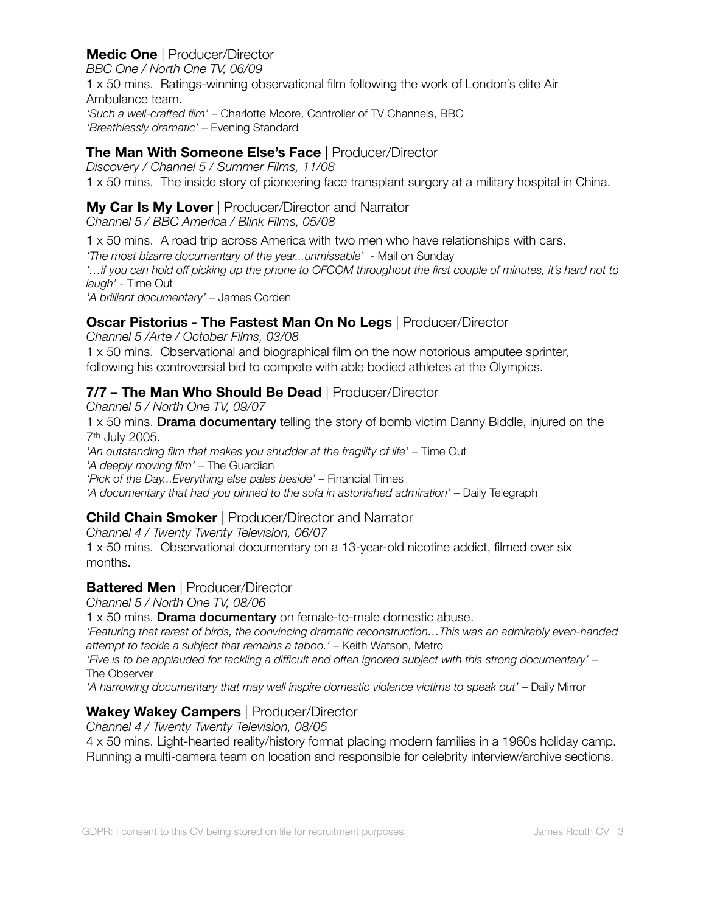### **Medic One** | Producer/Director

*BBC One / North One TV, 06/09*

1 x 50 mins. Ratings-winning observational film following the work of London's elite Air Ambulance team.

*'Such a well-crafted film'* – Charlotte Moore, Controller of TV Channels, BBC
*'Breathlessly dramatic'* – Evening Standard

### **The Man With Someone Else's Face** | Producer/Director

*Discovery / Channel 5 / Summer Films, 11/08*

1 x 50 mins. The inside story of pioneering face transplant surgery at a military hospital in China.

### **My Car Is My Lover** | Producer/Director and Narrator

*Channel 5 / BBC America / Blink Films, 05/08*

1 x 50 mins. A road trip across America with two men who have relationships with cars.

*'The most bizarre documentary of the year...unmissable'* - Mail on Sunday
*'…if you can hold off picking up the phone to OFCOM throughout the first couple of minutes, it's hard not to laugh'* - Time Out
*'A brilliant documentary'* – James Corden

### **Oscar Pistorius - The Fastest Man On No Legs** | Producer/Director

*Channel 5 /Arte / October Films, 03/08*

1 x 50 mins. Observational and biographical film on the now notorious amputee sprinter, following his controversial bid to compete with able bodied athletes at the Olympics.

### **7/7 – The Man Who Should Be Dead** | Producer/Director

*Channel 5 / North One TV, 09/07*

1 x 50 mins. **Drama documentary** telling the story of bomb victim Danny Biddle, injured on the 7th July 2005.

*'An outstanding film that makes you shudder at the fragility of life'* – Time Out
*'A deeply moving film'* – The Guardian
*'Pick of the Day...Everything else pales beside'* – Financial Times
*'A documentary that had you pinned to the sofa in astonished admiration'* – Daily Telegraph

### **Child Chain Smoker** | Producer/Director and Narrator

*Channel 4 / Twenty Twenty Television, 06/07*

1 x 50 mins. Observational documentary on a 13-year-old nicotine addict, filmed over six months.

### **Battered Men** | Producer/Director

*Channel 5 / North One TV, 08/06*

1 x 50 mins. **Drama documentary** on female-to-male domestic abuse.

*'Featuring that rarest of birds, the convincing dramatic reconstruction…This was an admirably even-handed attempt to tackle a subject that remains a taboo.'* – Keith Watson, Metro
*'Five is to be applauded for tackling a difficult and often ignored subject with this strong documentary'* – The Observer
*'A harrowing documentary that may well inspire domestic violence victims to speak out'* – Daily Mirror

### **Wakey Wakey Campers** | Producer/Director

*Channel 4 / Twenty Twenty Television, 08/05*

4 x 50 mins. Light-hearted reality/history format placing modern families in a 1960s holiday camp. Running a multi-camera team on location and responsible for celebrity interview/archive sections.

GDPR: I consent to this CV being stored on file for recruitment purposes.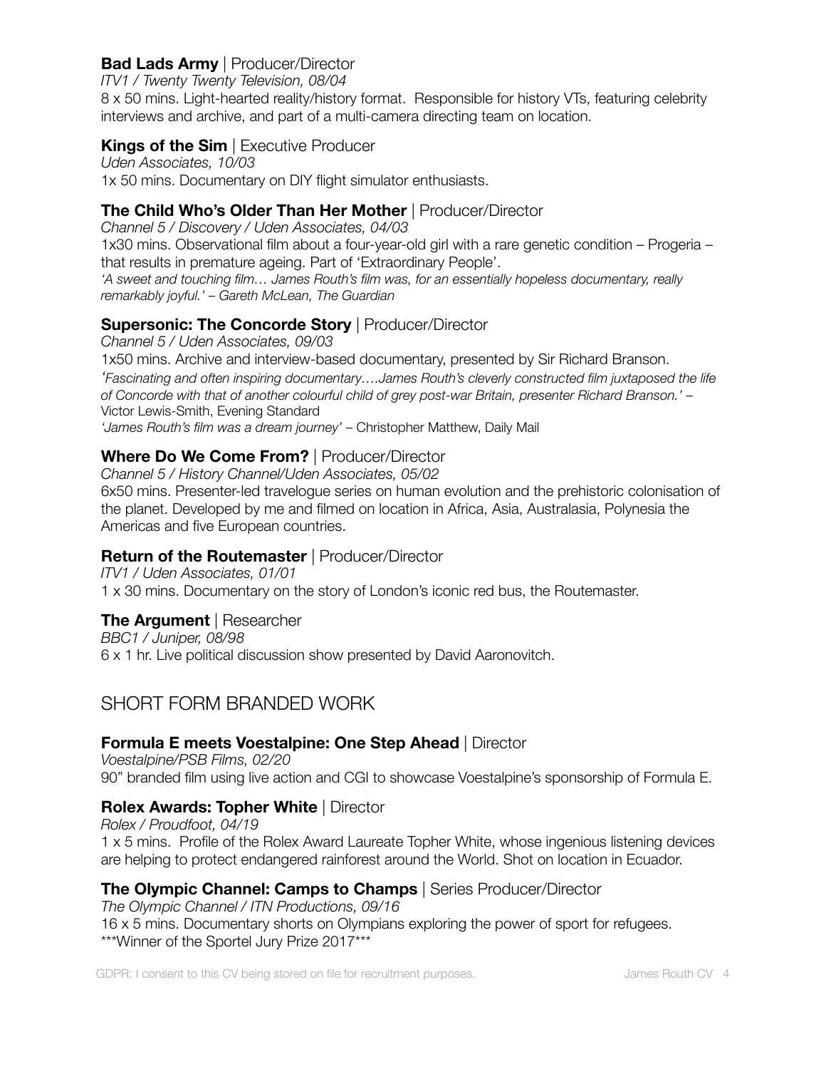### **Bad Lads Army** | Producer/Director

*ITV1 / Twenty Twenty Television, 08/04*

8 x 50 mins. Light-hearted reality/history format. Responsible for history VTs, featuring celebrity interviews and archive, and part of a multi-camera directing team on location.

### **Kings of the Sim** | Executive Producer

*Uden Associates, 10/03*

1x 50 mins. Documentary on DIY flight simulator enthusiasts.

### **The Child Who's Older Than Her Mother** | Producer/Director

*Channel 5 / Discovery / Uden Associates, 04/03*

1x30 mins. Observational film about a four-year-old girl with a rare genetic condition – Progeria – that results in premature ageing. Part of 'Extraordinary People'.

*'A sweet and touching film… James Routh's film was, for an essentially hopeless documentary, really remarkably joyful.' – Gareth McLean, The Guardian*

### **Supersonic: The Concorde Story** | Producer/Director

*Channel 5 / Uden Associates, 09/03*

1x50 mins. Archive and interview-based documentary, presented by Sir Richard Branson.

*'Fascinating and often inspiring documentary….James Routh's cleverly constructed film juxtaposed the life of Concorde with that of another colourful child of grey post-war Britain, presenter Richard Branson.'* – Victor Lewis-Smith, Evening Standard

*'James Routh's film was a dream journey'* – Christopher Matthew, Daily Mail

### **Where Do We Come From?** | Producer/Director

*Channel 5 / History Channel/Uden Associates, 05/02*

6x50 mins. Presenter-led travelogue series on human evolution and the prehistoric colonisation of the planet. Developed by me and filmed on location in Africa, Asia, Australasia, Polynesia the Americas and five European countries.

### **Return of the Routemaster** | Producer/Director

*ITV1 / Uden Associates, 01/01*

1 x 30 mins. Documentary on the story of London's iconic red bus, the Routemaster.

### **The Argument** | Researcher

*BBC1 / Juniper, 08/98*

6 x 1 hr. Live political discussion show presented by David Aaronovitch.

## SHORT FORM BRANDED WORK

### **Formula E meets Voestalpine: One Step Ahead** | Director

*Voestalpine/PSB Films, 02/20*

90" branded film using live action and CGI to showcase Voestalpine's sponsorship of Formula E.

### **Rolex Awards: Topher White** | Director

*Rolex / Proudfoot, 04/19*

1 x 5 mins. Profile of the Rolex Award Laureate Topher White, whose ingenious listening devices are helping to protect endangered rainforest around the World. Shot on location in Ecuador.

### **The Olympic Channel: Camps to Champs** | Series Producer/Director

*The Olympic Channel / ITN Productions, 09/16*

16 x 5 mins. Documentary shorts on Olympians exploring the power of sport for refugees.

***Winner of the Sportel Jury Prize 2017***

GDPR: I consent to this CV being stored on file for recruitment purposes.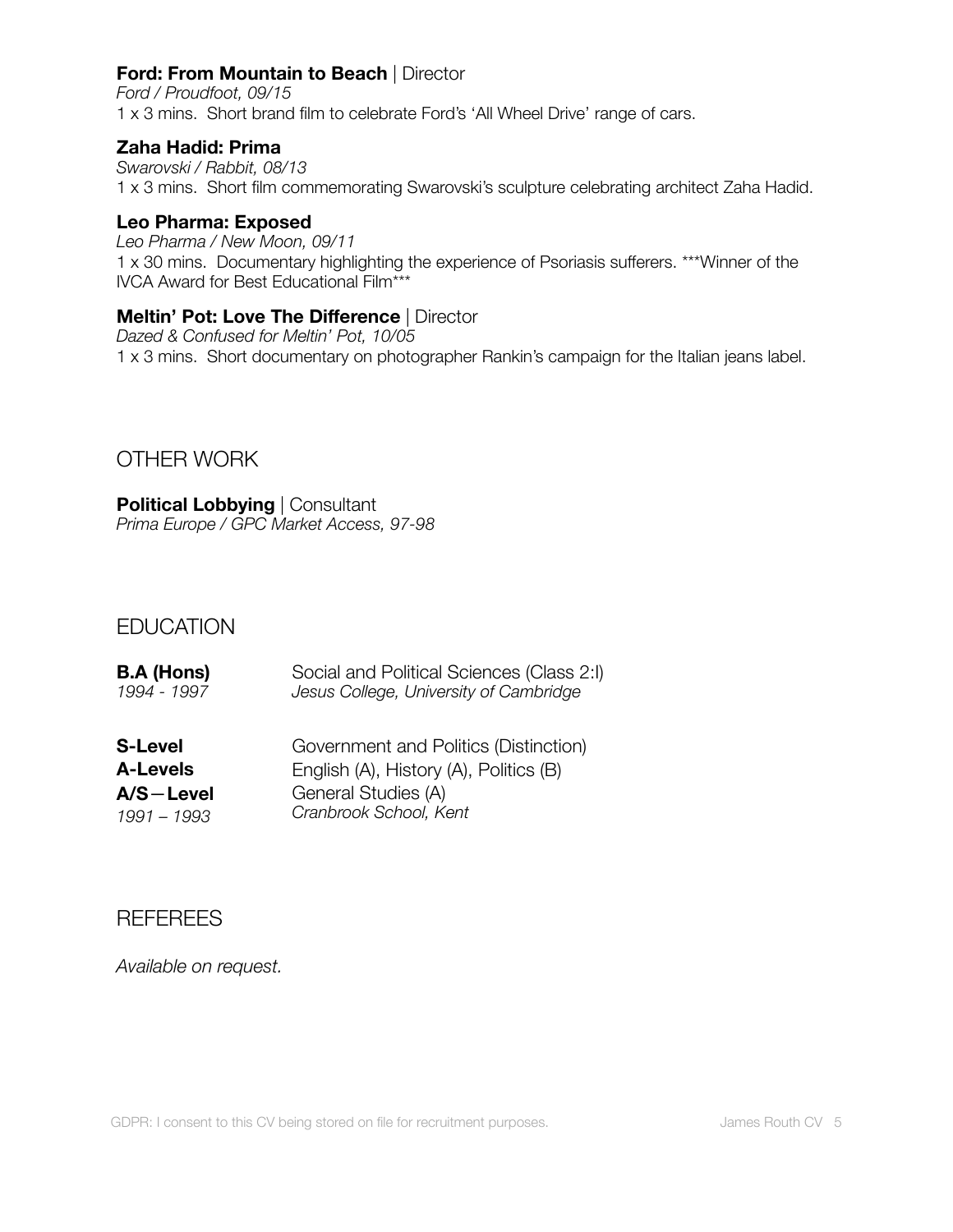**Ford: From Mountain to Beach** | Director
*Ford / Proudfoot, 09/15*
1 x 3 mins. Short brand film to celebrate Ford's 'All Wheel Drive' range of cars.

**Zaha Hadid: Prima**
*Swarovski / Rabbit, 08/13*
1 x 3 mins. Short film commemorating Swarovski's sculpture celebrating architect Zaha Hadid.

**Leo Pharma: Exposed**
*Leo Pharma / New Moon, 09/11*
1 x 30 mins. Documentary highlighting the experience of Psoriasis sufferers. ***Winner of the IVCA Award for Best Educational Film***

**Meltin' Pot: Love The Difference** | Director
*Dazed & Confused for Meltin' Pot, 10/05*
1 x 3 mins. Short documentary on photographer Rankin's campaign for the Italian jeans label.

## OTHER WORK

**Political Lobbying** | Consultant
*Prima Europe / GPC Market Access, 97-98*

## EDUCATION

| | |
|---|---|
| **B.A (Hons)**<br>*1994 - 1997* | Social and Political Sciences (Class 2:I)<br>*Jesus College, University of Cambridge* |
| **S-Level**<br>**A-Levels**<br>**A/S—Level**<br>*1991 – 1993* | Government and Politics (Distinction)<br>English (A), History (A), Politics (B)<br>General Studies (A)<br>*Cranbrook School, Kent* |

## REFEREES

*Available on request.*

GDPR: I consent to this CV being stored on file for recruitment purposes.